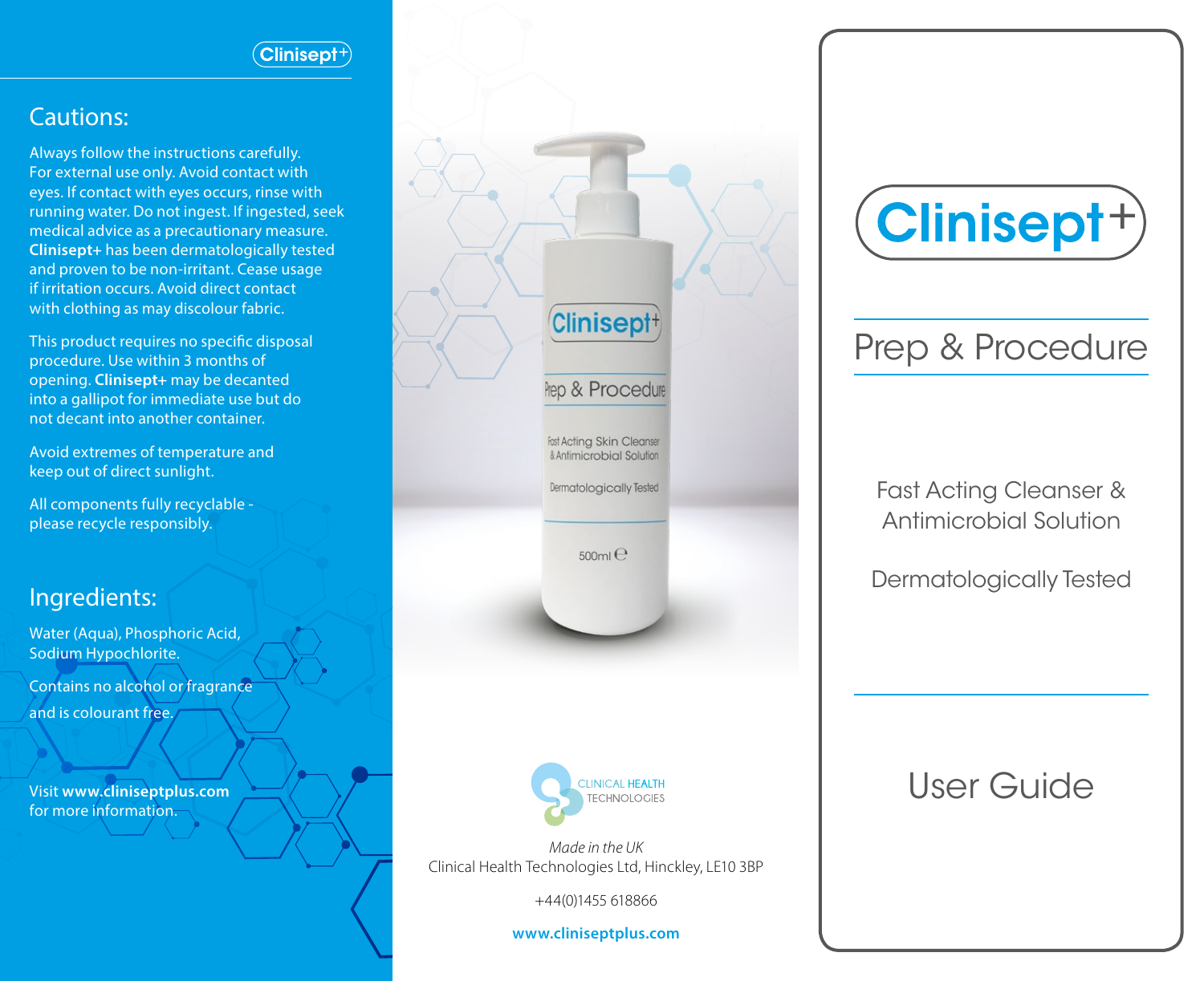Clinisept+

## Cautions:

Always follow the instructions carefully. For external use only. Avoid contact with eyes. If contact with eyes occurs, rinse with running water. Do not ingest. If ingested, seek medical advice as a precautionary measure. **Clinisept+** has been dermatologically tested and proven to be non-irritant. Cease usage if irritation occurs. Avoid direct contact with clothing as may discolour fabric.

This product requires no specific disposal procedure. Use within 3 months of opening. **Clinisept+** may be decanted into a gallipot for immediate use but do not decant into another container.

Avoid extremes of temperature and keep out of direct sunlight.

All components fully recyclable - please recycle responsibly.

## Ingredients:

Water (Aqua), Phosphoric Acid, Sodium Hypochlorite.

Contains no alcohol or fragrance and is colourant free.

Visit **www.cliniseptplus.com** for more information.

Clinisept+

Prep & Procedure

Fast Acting Skin Cleanser & Antimicrobial Solution

Dermatologically Tested

500ml ℮

CLINICAL HEALTH TECHNOLOGIES

*Made in the UK*

Clinical Health Technologies Ltd, Hinckley, LE10 3BP

+44(0)1455 618866

**www.cliniseptplus.com**

# Clinisept+

## Prep & Procedure

Fast Acting Cleanser & Antimicrobial Solution

Dermatologically Tested

# User Guide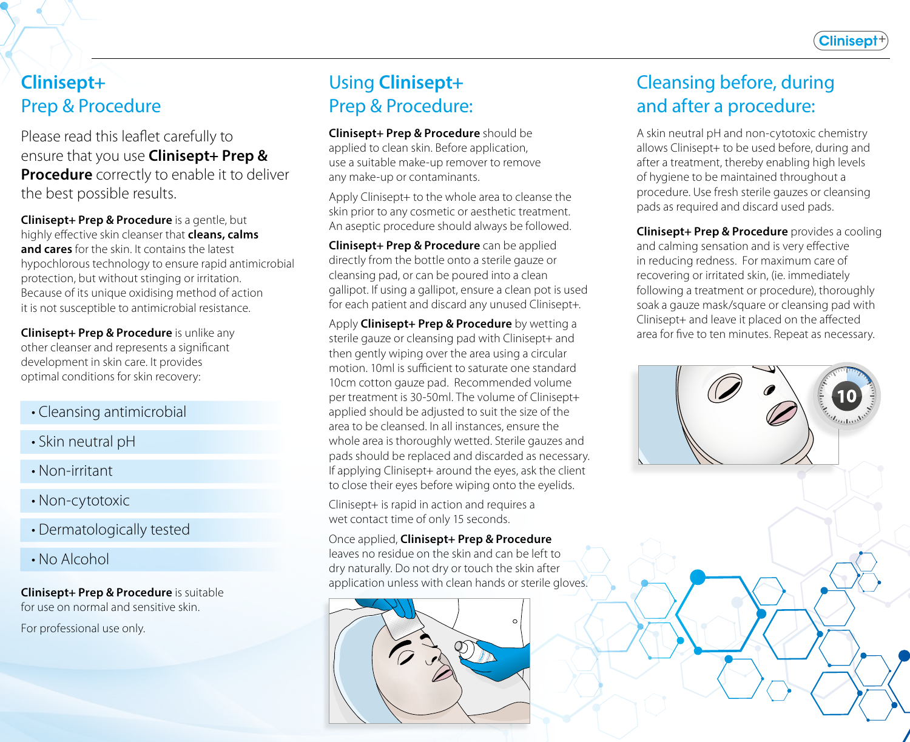# Clinisept+ Prep & Procedure

Please read this leaflet carefully to ensure that you use **Clinisept+ Prep & Procedure** correctly to enable it to deliver the best possible results.

**Clinisept+ Prep & Procedure** is a gentle, but highly effective skin cleanser that **cleans, calms and cares** for the skin. It contains the latest hypochlorous technology to ensure rapid antimicrobial protection, but without stinging or irritation. Because of its unique oxidising method of action it is not susceptible to antimicrobial resistance.

**Clinisept+ Prep & Procedure** is unlike any other cleanser and represents a significant development in skin care. It provides optimal conditions for skin recovery:

- Cleansing antimicrobial
- Skin neutral pH
- Non-irritant
- Non-cytotoxic
- Dermatologically tested
- No Alcohol

**Clinisept+ Prep & Procedure** is suitable for use on normal and sensitive skin.

For professional use only.

# Using Clinisept+ Prep & Procedure:

**Clinisept+ Prep & Procedure** should be applied to clean skin. Before application, use a suitable make-up remover to remove any make-up or contaminants.

Apply Clinisept+ to the whole area to cleanse the skin prior to any cosmetic or aesthetic treatment. An aseptic procedure should always be followed.

**Clinisept+ Prep & Procedure** can be applied directly from the bottle onto a sterile gauze or cleansing pad, or can be poured into a clean gallipot. If using a gallipot, ensure a clean pot is used for each patient and discard any unused Clinisept+.

Apply **Clinisept+ Prep & Procedure** by wetting a sterile gauze or cleansing pad with Clinisept+ and then gently wiping over the area using a circular motion. 10ml is sufficient to saturate one standard 10cm cotton gauze pad. Recommended volume per treatment is 30-50ml. The volume of Clinisept+ applied should be adjusted to suit the size of the area to be cleansed. In all instances, ensure the whole area is thoroughly wetted. Sterile gauzes and pads should be replaced and discarded as necessary. If applying Clinisept+ around the eyes, ask the client to close their eyes before wiping onto the eyelids.

Clinisept+ is rapid in action and requires a wet contact time of only 15 seconds.

Once applied, **Clinisept+ Prep & Procedure** leaves no residue on the skin and can be left to dry naturally. Do not dry or touch the skin after application unless with clean hands or sterile gloves.

# Cleansing before, during and after a procedure:

A skin neutral pH and non-cytotoxic chemistry allows Clinisept+ to be used before, during and after a treatment, thereby enabling high levels of hygiene to be maintained throughout a procedure. Use fresh sterile gauzes or cleansing pads as required and discard used pads.

**Clinisept+ Prep & Procedure** provides a cooling and calming sensation and is very effective in reducing redness. For maximum care of recovering or irritated skin, (ie. immediately following a treatment or procedure), thoroughly soak a gauze mask/square or cleansing pad with Clinisept+ and leave it placed on the affected area for five to ten minutes. Repeat as necessary.